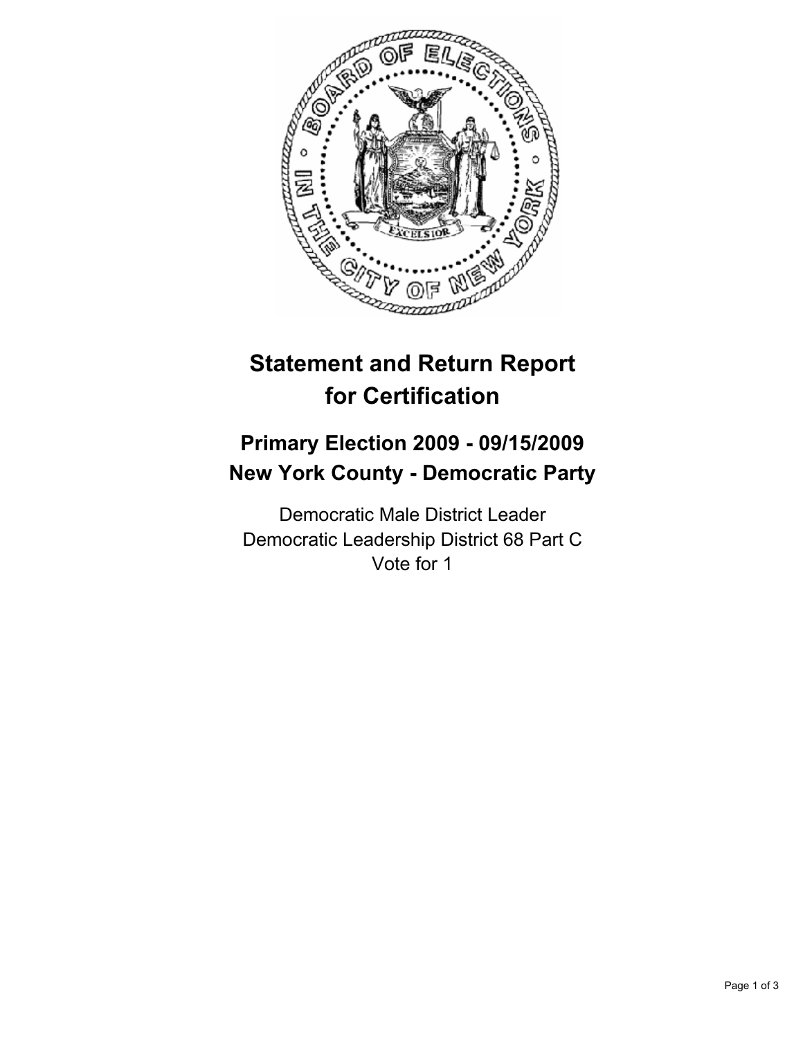# Statement and Return Report for Certification

## Primary Election 2009 - 09/15/2009
## New York County - Democratic Party

Democratic Male District Leader
Democratic Leadership District 68 Part C
Vote for 1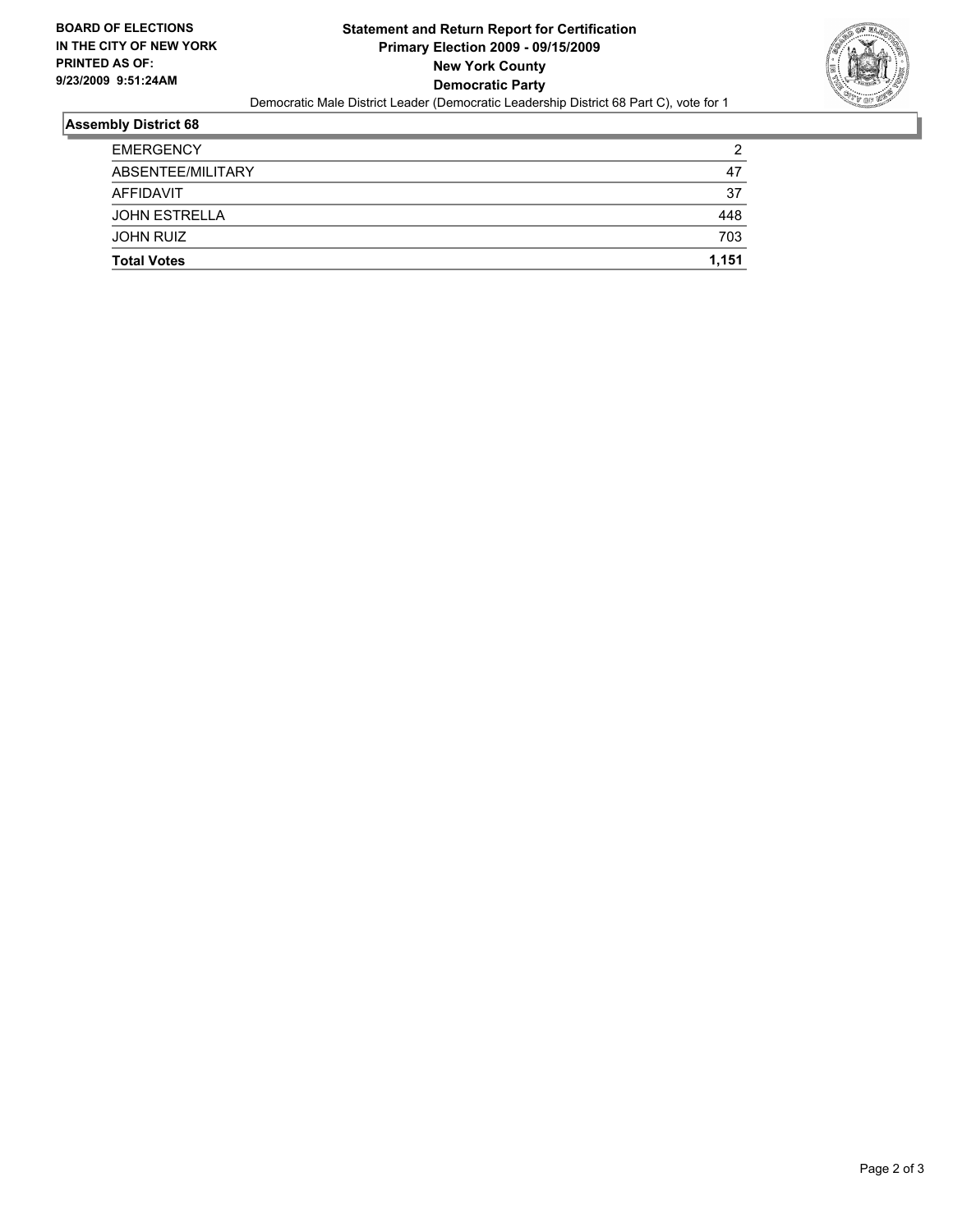**BOARD OF ELECTIONS IN THE CITY OF NEW YORK PRINTED AS OF: 9/23/2009 9:51:24AM**

# Statement and Return Report for Certification
## Primary Election 2009 - 09/15/2009
## New York County
## Democratic Party

Democratic Male District Leader (Democratic Leadership District 68 Part C), vote for 1

### Assembly District 68

| | |
|---|---|
| EMERGENCY | 2 |
| ABSENTEE/MILITARY | 47 |
| AFFIDAVIT | 37 |
| JOHN ESTRELLA | 448 |
| JOHN RUIZ | 703 |
| **Total Votes** | **1,151** |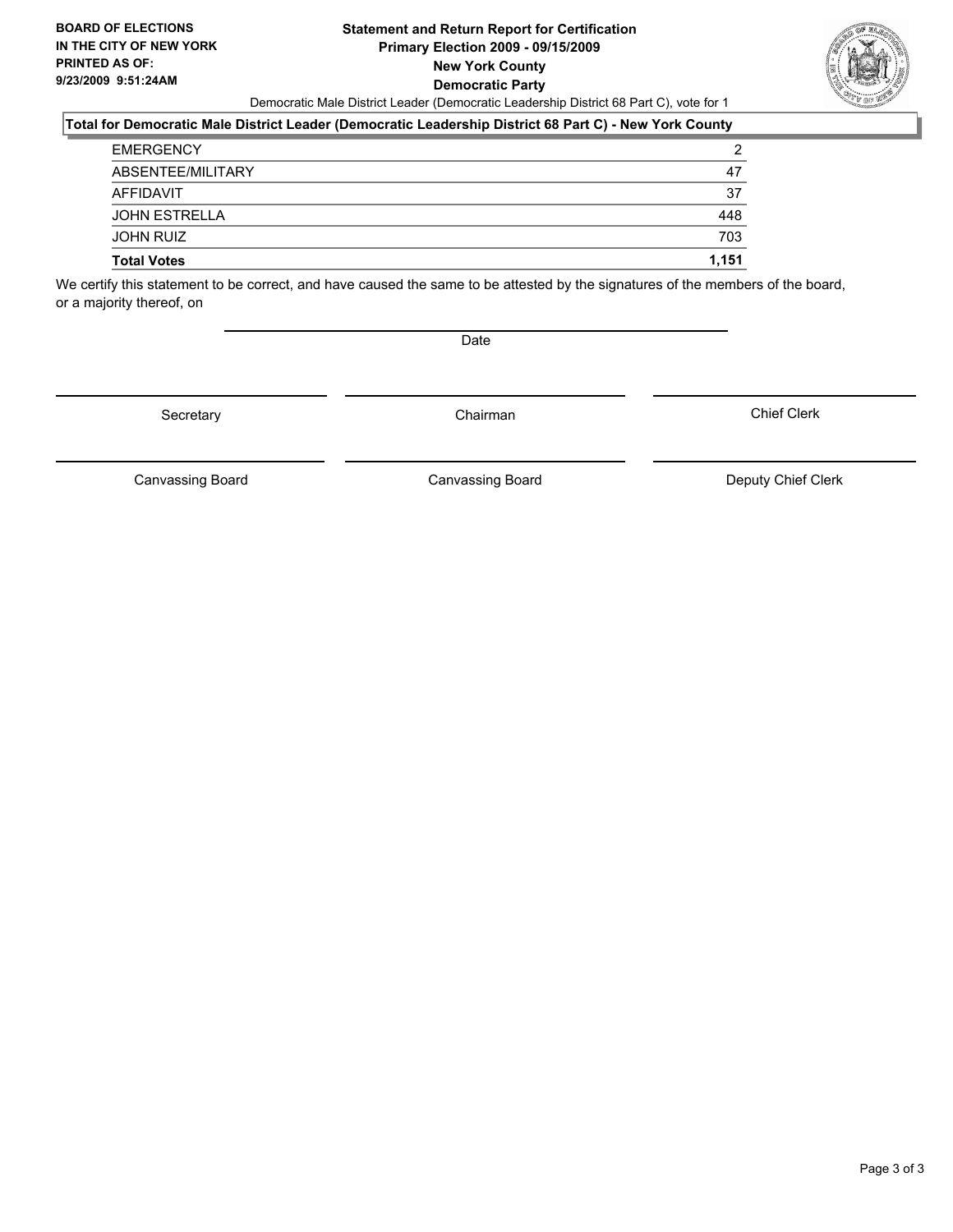**BOARD OF ELECTIONS IN THE CITY OF NEW YORK PRINTED AS OF: 9/23/2009 9:51:24AM**

**Statement and Return Report for Certification**
**Primary Election 2009 - 09/15/2009**
**New York County**
**Democratic Party**

Democratic Male District Leader (Democratic Leadership District 68 Part C), vote for 1

**Total for Democratic Male District Leader (Democratic Leadership District 68 Part C) - New York County**

| | |
|---|---|
| EMERGENCY | 2 |
| ABSENTEE/MILITARY | 47 |
| AFFIDAVIT | 37 |
| JOHN ESTRELLA | 448 |
| JOHN RUIZ | 703 |
| **Total Votes** | **1,151** |

We certify this statement to be correct, and have caused the same to be attested by the signatures of the members of the board, or a majority thereof, on

Date

Secretary

Chairman

Chief Clerk

Canvassing Board

Canvassing Board

Deputy Chief Clerk